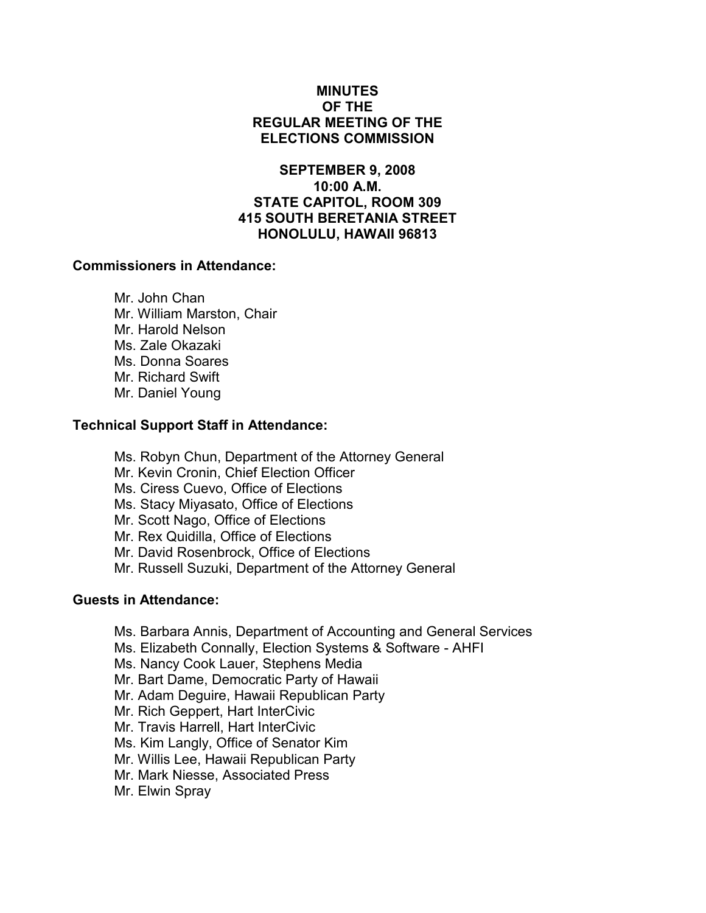# MINUTES OF THE REGULAR MEETING OF THE ELECTIONS COMMISSION

## SEPTEMBER 9, 2008
## 10:00 A.M.
## STATE CAPITOL, ROOM 309
## 415 SOUTH BERETANIA STREET
## HONOLULU, HAWAII 96813

**Commissioners in Attendance:**

Mr. John Chan
Mr. William Marston, Chair
Mr. Harold Nelson
Ms. Zale Okazaki
Ms. Donna Soares
Mr. Richard Swift
Mr. Daniel Young

**Technical Support Staff in Attendance:**

Ms. Robyn Chun, Department of the Attorney General
Mr. Kevin Cronin, Chief Election Officer
Ms. Ciress Cuevo, Office of Elections
Ms. Stacy Miyasato, Office of Elections
Mr. Scott Nago, Office of Elections
Mr. Rex Quidilla, Office of Elections
Mr. David Rosenbrock, Office of Elections
Mr. Russell Suzuki, Department of the Attorney General

**Guests in Attendance:**

Ms. Barbara Annis, Department of Accounting and General Services
Ms. Elizabeth Connally, Election Systems & Software - AHFI
Ms. Nancy Cook Lauer, Stephens Media
Mr. Bart Dame, Democratic Party of Hawaii
Mr. Adam Deguire, Hawaii Republican Party
Mr. Rich Geppert, Hart InterCivic
Mr. Travis Harrell, Hart InterCivic
Ms. Kim Langly, Office of Senator Kim
Mr. Willis Lee, Hawaii Republican Party
Mr. Mark Niesse, Associated Press
Mr. Elwin Spray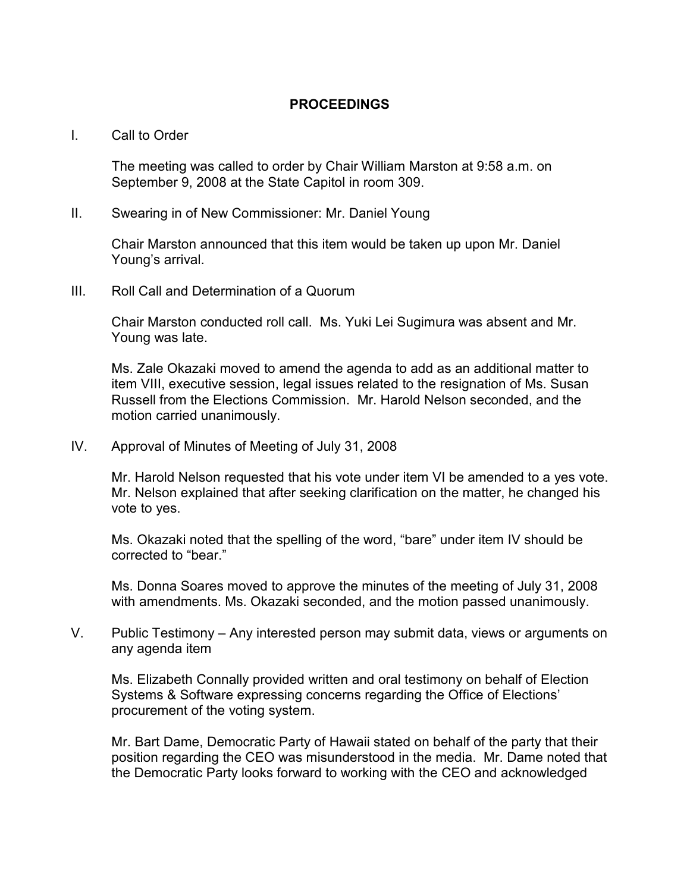## PROCEEDINGS

I. Call to Order

The meeting was called to order by Chair William Marston at 9:58 a.m. on September 9, 2008 at the State Capitol in room 309.

II. Swearing in of New Commissioner: Mr. Daniel Young

Chair Marston announced that this item would be taken up upon Mr. Daniel Young's arrival.

III. Roll Call and Determination of a Quorum

Chair Marston conducted roll call. Ms. Yuki Lei Sugimura was absent and Mr. Young was late.

Ms. Zale Okazaki moved to amend the agenda to add as an additional matter to item VIII, executive session, legal issues related to the resignation of Ms. Susan Russell from the Elections Commission. Mr. Harold Nelson seconded, and the motion carried unanimously.

IV. Approval of Minutes of Meeting of July 31, 2008

Mr. Harold Nelson requested that his vote under item VI be amended to a yes vote. Mr. Nelson explained that after seeking clarification on the matter, he changed his vote to yes.

Ms. Okazaki noted that the spelling of the word, "bare" under item IV should be corrected to "bear."

Ms. Donna Soares moved to approve the minutes of the meeting of July 31, 2008 with amendments. Ms. Okazaki seconded, and the motion passed unanimously.

V. Public Testimony – Any interested person may submit data, views or arguments on any agenda item

Ms. Elizabeth Connally provided written and oral testimony on behalf of Election Systems & Software expressing concerns regarding the Office of Elections' procurement of the voting system.

Mr. Bart Dame, Democratic Party of Hawaii stated on behalf of the party that their position regarding the CEO was misunderstood in the media. Mr. Dame noted that the Democratic Party looks forward to working with the CEO and acknowledged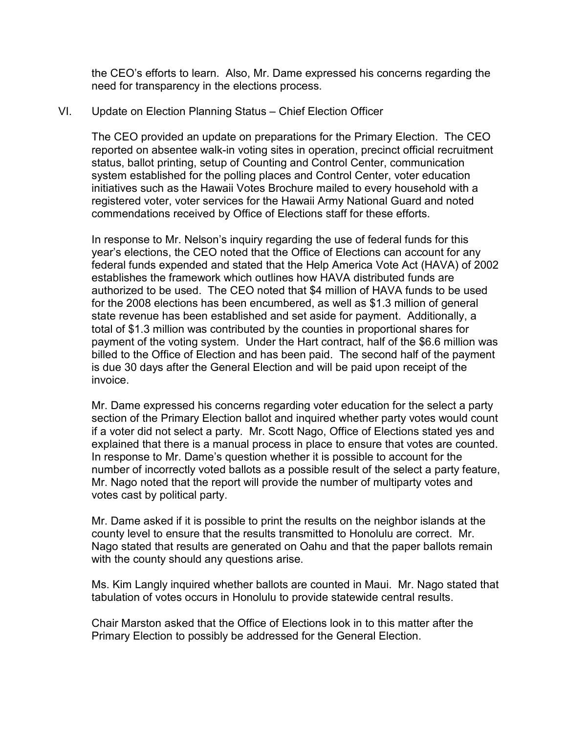the CEO's efforts to learn. Also, Mr. Dame expressed his concerns regarding the need for transparency in the elections process.

VI. Update on Election Planning Status – Chief Election Officer

The CEO provided an update on preparations for the Primary Election. The CEO reported on absentee walk-in voting sites in operation, precinct official recruitment status, ballot printing, setup of Counting and Control Center, communication system established for the polling places and Control Center, voter education initiatives such as the Hawaii Votes Brochure mailed to every household with a registered voter, voter services for the Hawaii Army National Guard and noted commendations received by Office of Elections staff for these efforts.

In response to Mr. Nelson's inquiry regarding the use of federal funds for this year's elections, the CEO noted that the Office of Elections can account for any federal funds expended and stated that the Help America Vote Act (HAVA) of 2002 establishes the framework which outlines how HAVA distributed funds are authorized to be used. The CEO noted that $4 million of HAVA funds to be used for the 2008 elections has been encumbered, as well as $1.3 million of general state revenue has been established and set aside for payment. Additionally, a total of $1.3 million was contributed by the counties in proportional shares for payment of the voting system. Under the Hart contract, half of the $6.6 million was billed to the Office of Election and has been paid. The second half of the payment is due 30 days after the General Election and will be paid upon receipt of the invoice.

Mr. Dame expressed his concerns regarding voter education for the select a party section of the Primary Election ballot and inquired whether party votes would count if a voter did not select a party. Mr. Scott Nago, Office of Elections stated yes and explained that there is a manual process in place to ensure that votes are counted. In response to Mr. Dame's question whether it is possible to account for the number of incorrectly voted ballots as a possible result of the select a party feature, Mr. Nago noted that the report will provide the number of multiparty votes and votes cast by political party.

Mr. Dame asked if it is possible to print the results on the neighbor islands at the county level to ensure that the results transmitted to Honolulu are correct. Mr. Nago stated that results are generated on Oahu and that the paper ballots remain with the county should any questions arise.

Ms. Kim Langly inquired whether ballots are counted in Maui. Mr. Nago stated that tabulation of votes occurs in Honolulu to provide statewide central results.

Chair Marston asked that the Office of Elections look in to this matter after the Primary Election to possibly be addressed for the General Election.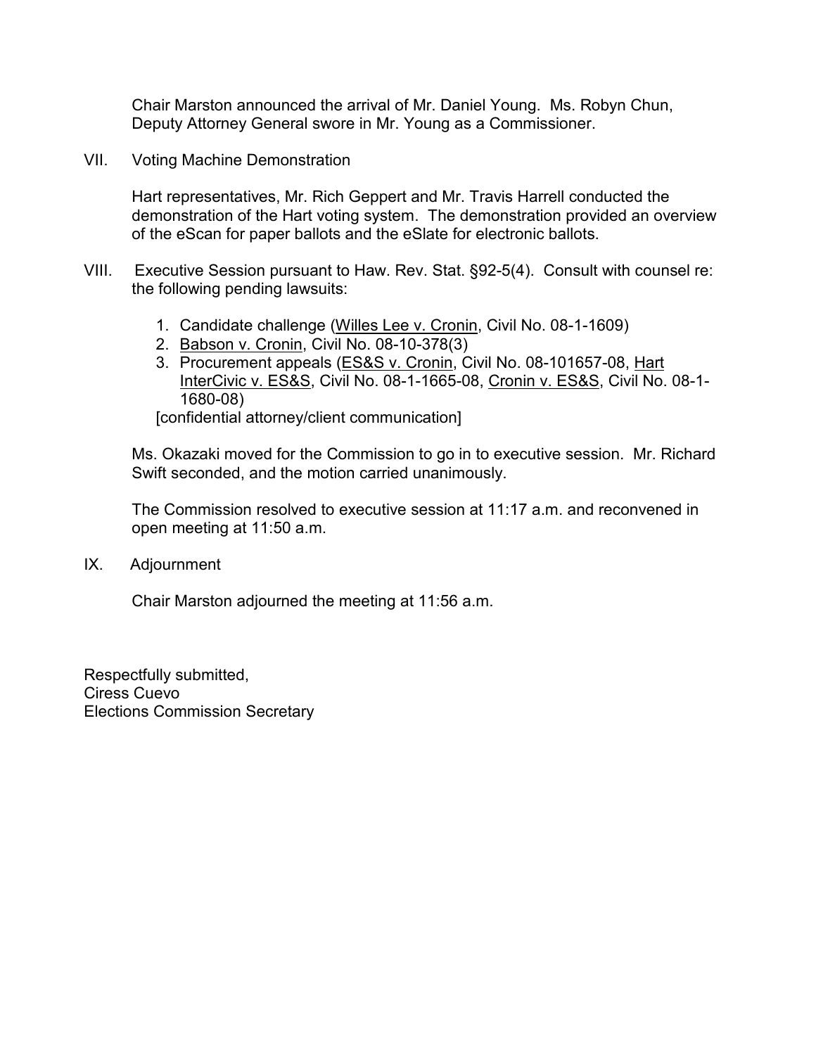Chair Marston announced the arrival of Mr. Daniel Young. Ms. Robyn Chun, Deputy Attorney General swore in Mr. Young as a Commissioner.

VII. Voting Machine Demonstration

Hart representatives, Mr. Rich Geppert and Mr. Travis Harrell conducted the demonstration of the Hart voting system. The demonstration provided an overview of the eScan for paper ballots and the eSlate for electronic ballots.

VIII. Executive Session pursuant to Haw. Rev. Stat. §92-5(4). Consult with counsel re: the following pending lawsuits:

1. Candidate challenge (Willes Lee v. Cronin, Civil No. 08-1-1609)
2. Babson v. Cronin, Civil No. 08-10-378(3)
3. Procurement appeals (ES&S v. Cronin, Civil No. 08-101657-08, Hart InterCivic v. ES&S, Civil No. 08-1-1665-08, Cronin v. ES&S, Civil No. 08-1-1680-08)

[confidential attorney/client communication]

Ms. Okazaki moved for the Commission to go in to executive session. Mr. Richard Swift seconded, and the motion carried unanimously.

The Commission resolved to executive session at 11:17 a.m. and reconvened in open meeting at 11:50 a.m.

IX. Adjournment

Chair Marston adjourned the meeting at 11:56 a.m.

Respectfully submitted,
Ciress Cuevo
Elections Commission Secretary